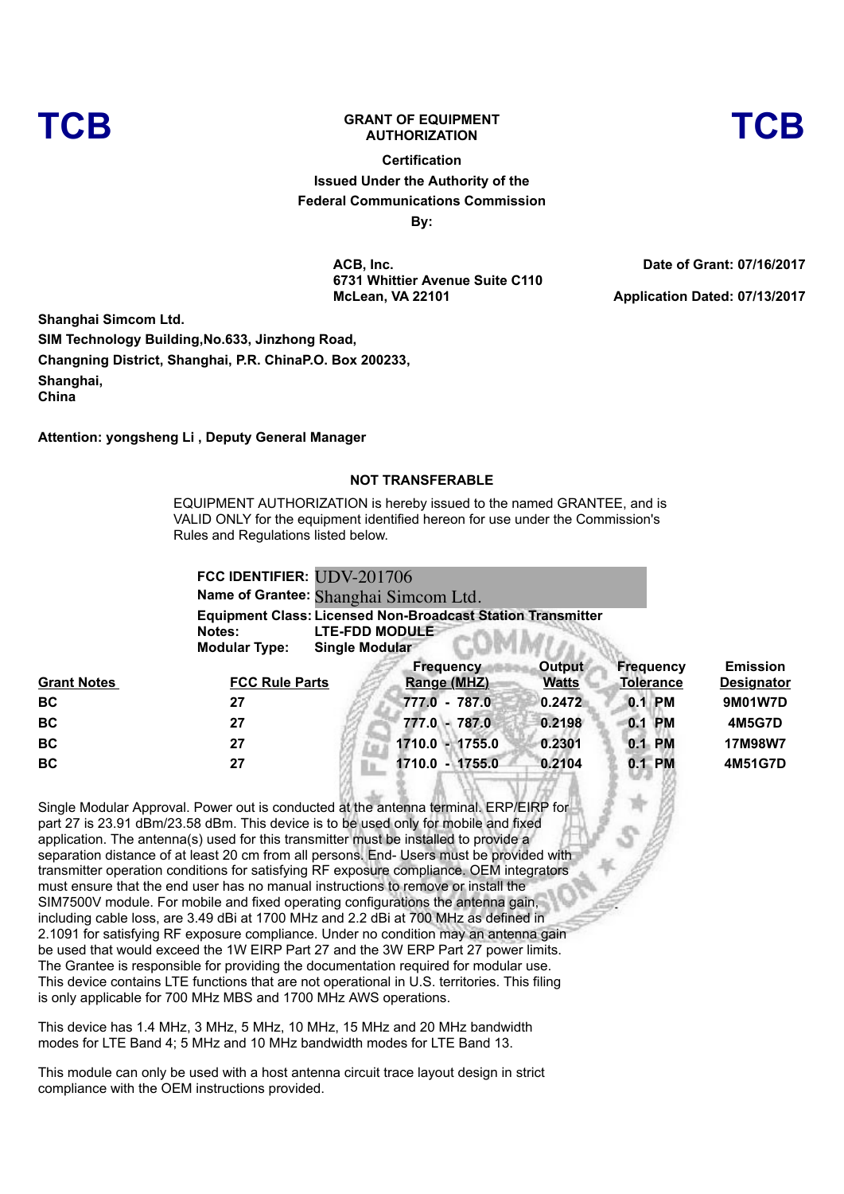TCB

# GRANT OF EQUIPMENT AUTHORIZATION

TCB

**Certification**

**Issued Under the Authority of the Federal Communications Commission**

**By:**

**ACB, Inc.**
**6731 Whittier Avenue Suite C110**
**McLean, VA 22101**

**Date of Grant: 07/16/2017**

**Application Dated: 07/13/2017**

**Shanghai Simcom Ltd.**
**SIM Technology Building,No.633, Jinzhong Road,**
**Changning District, Shanghai, P.R. ChinaP.O. Box 200233,**
**Shanghai,**
**China**

**Attention: yongsheng Li , Deputy General Manager**

**NOT TRANSFERABLE**

EQUIPMENT AUTHORIZATION is hereby issued to the named GRANTEE, and is VALID ONLY for the equipment identified hereon for use under the Commission's Rules and Regulations listed below.

**FCC IDENTIFIER:** UDV-201706
**Name of Grantee:** Shanghai Simcom Ltd.
**Equipment Class:** **Licensed Non-Broadcast Station Transmitter**
**Notes:** **LTE-FDD MODULE**
**Modular Type:** **Single Modular**

| Grant Notes | FCC Rule Parts | Frequency Range (MHZ) | Output Watts | Frequency Tolerance | Emission Designator |
|---|---|---|---|---|---|
| BC | 27 | 777.0 - 787.0 | 0.2472 | 0.1 PM | 9M01W7D |
| BC | 27 | 777.0 - 787.0 | 0.2198 | 0.1 PM | 4M5G7D |
| BC | 27 | 1710.0 - 1755.0 | 0.2301 | 0.1 PM | 17M98W7 |
| BC | 27 | 1710.0 - 1755.0 | 0.2104 | 0.1 PM | 4M51G7D |

Single Modular Approval. Power out is conducted at the antenna terminal. ERP/EIRP for part 27 is 23.91 dBm/23.58 dBm. This device is to be used only for mobile and fixed application. The antenna(s) used for this transmitter must be installed to provide a separation distance of at least 20 cm from all persons. End- Users must be provided with transmitter operation conditions for satisfying RF exposure compliance. OEM integrators must ensure that the end user has no manual instructions to remove or install the SIM7500V module. For mobile and fixed operating configurations the antenna gain, including cable loss, are 3.49 dBi at 1700 MHz and 2.2 dBi at 700 MHz as defined in 2.1091 for satisfying RF exposure compliance. Under no condition may an antenna gain be used that would exceed the 1W EIRP Part 27 and the 3W ERP Part 27 power limits. The Grantee is responsible for providing the documentation required for modular use. This device contains LTE functions that are not operational in U.S. territories. This filing is only applicable for 700 MHz MBS and 1700 MHz AWS operations.

This device has 1.4 MHz, 3 MHz, 5 MHz, 10 MHz, 15 MHz and 20 MHz bandwidth modes for LTE Band 4; 5 MHz and 10 MHz bandwidth modes for LTE Band 13.

This module can only be used with a host antenna circuit trace layout design in strict compliance with the OEM instructions provided.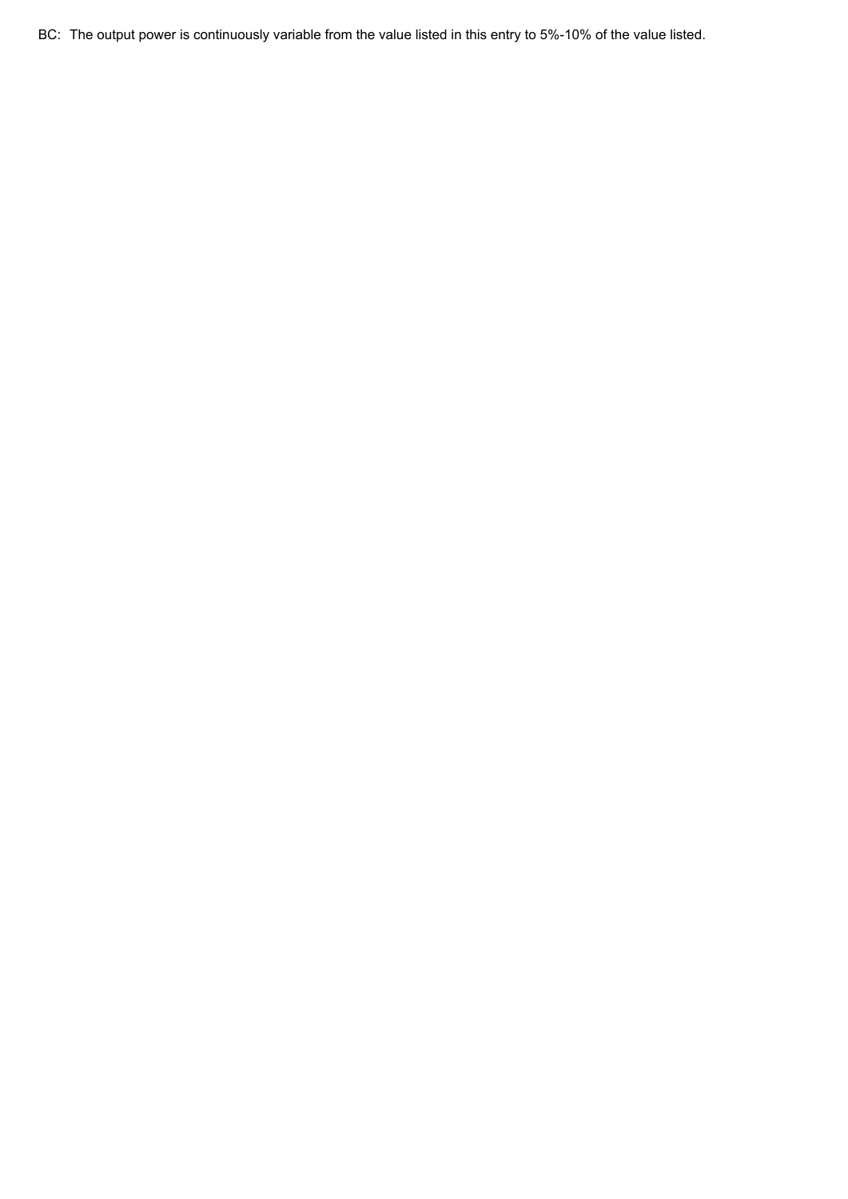BC: The output power is continuously variable from the value listed in this entry to 5%-10% of the value listed.